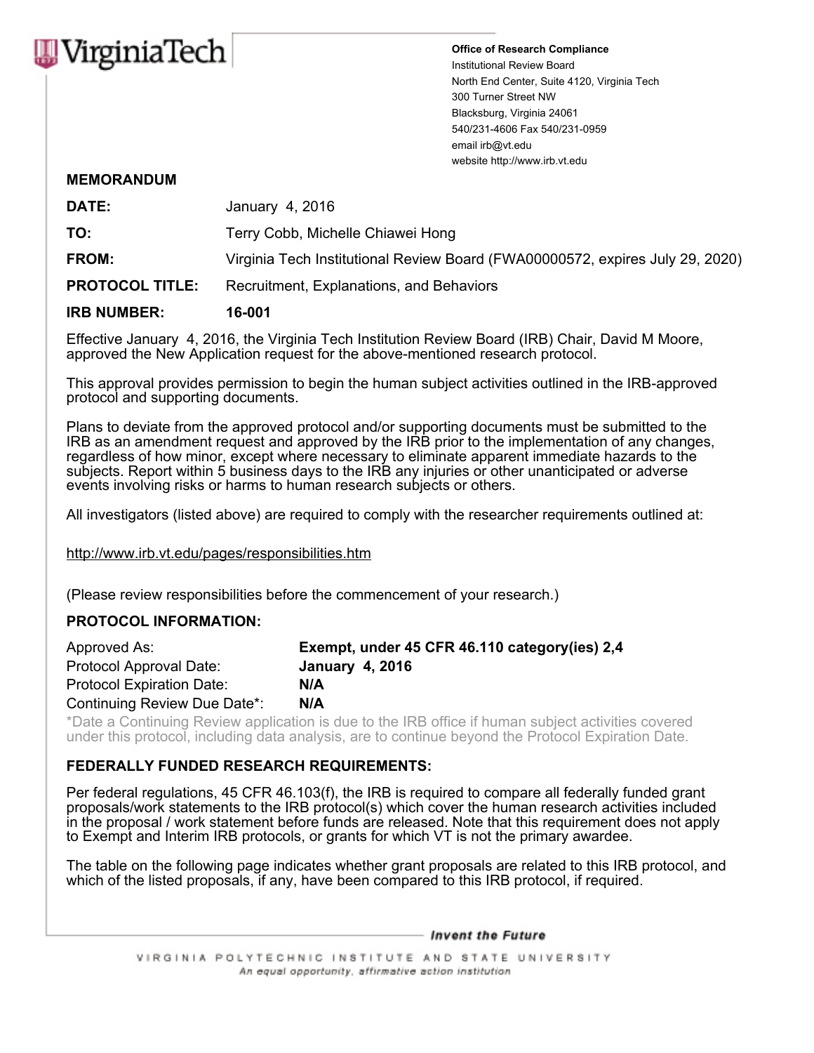Virginia Tech

**Office of Research Compliance**
Institutional Review Board
North End Center, Suite 4120, Virginia Tech
300 Turner Street NW
Blacksburg, Virginia 24061
540/231-4606 Fax 540/231-0959
email irb@vt.edu
website http://www.irb.vt.edu

**MEMORANDUM**

**DATE:** January 4, 2016

**TO:** Terry Cobb, Michelle Chiawei Hong

**FROM:** Virginia Tech Institutional Review Board (FWA00000572, expires July 29, 2020)

**PROTOCOL TITLE:** Recruitment, Explanations, and Behaviors

**IRB NUMBER:** **16-001**

Effective January 4, 2016, the Virginia Tech Institution Review Board (IRB) Chair, David M Moore, approved the New Application request for the above-mentioned research protocol.

This approval provides permission to begin the human subject activities outlined in the IRB-approved protocol and supporting documents.

Plans to deviate from the approved protocol and/or supporting documents must be submitted to the IRB as an amendment request and approved by the IRB prior to the implementation of any changes, regardless of how minor, except where necessary to eliminate apparent immediate hazards to the subjects. Report within 5 business days to the IRB any injuries or other unanticipated or adverse events involving risks or harms to human research subjects or others.

All investigators (listed above) are required to comply with the researcher requirements outlined at:

http://www.irb.vt.edu/pages/responsibilities.htm

(Please review responsibilities before the commencement of your research.)

**PROTOCOL INFORMATION:**

Approved As: **Exempt, under 45 CFR 46.110 category(ies) 2,4**
Protocol Approval Date: **January 4, 2016**
Protocol Expiration Date: **N/A**
Continuing Review Due Date*: **N/A**

*Date a Continuing Review application is due to the IRB office if human subject activities covered under this protocol, including data analysis, are to continue beyond the Protocol Expiration Date.

**FEDERALLY FUNDED RESEARCH REQUIREMENTS:**

Per federal regulations, 45 CFR 46.103(f), the IRB is required to compare all federally funded grant proposals/work statements to the IRB protocol(s) which cover the human research activities included in the proposal / work statement before funds are released. Note that this requirement does not apply to Exempt and Interim IRB protocols, or grants for which VT is not the primary awardee.

The table on the following page indicates whether grant proposals are related to this IRB protocol, and which of the listed proposals, if any, have been compared to this IRB protocol, if required.

*Invent the Future*

VIRGINIA POLYTECHNIC INSTITUTE AND STATE UNIVERSITY
*An equal opportunity, affirmative action institution*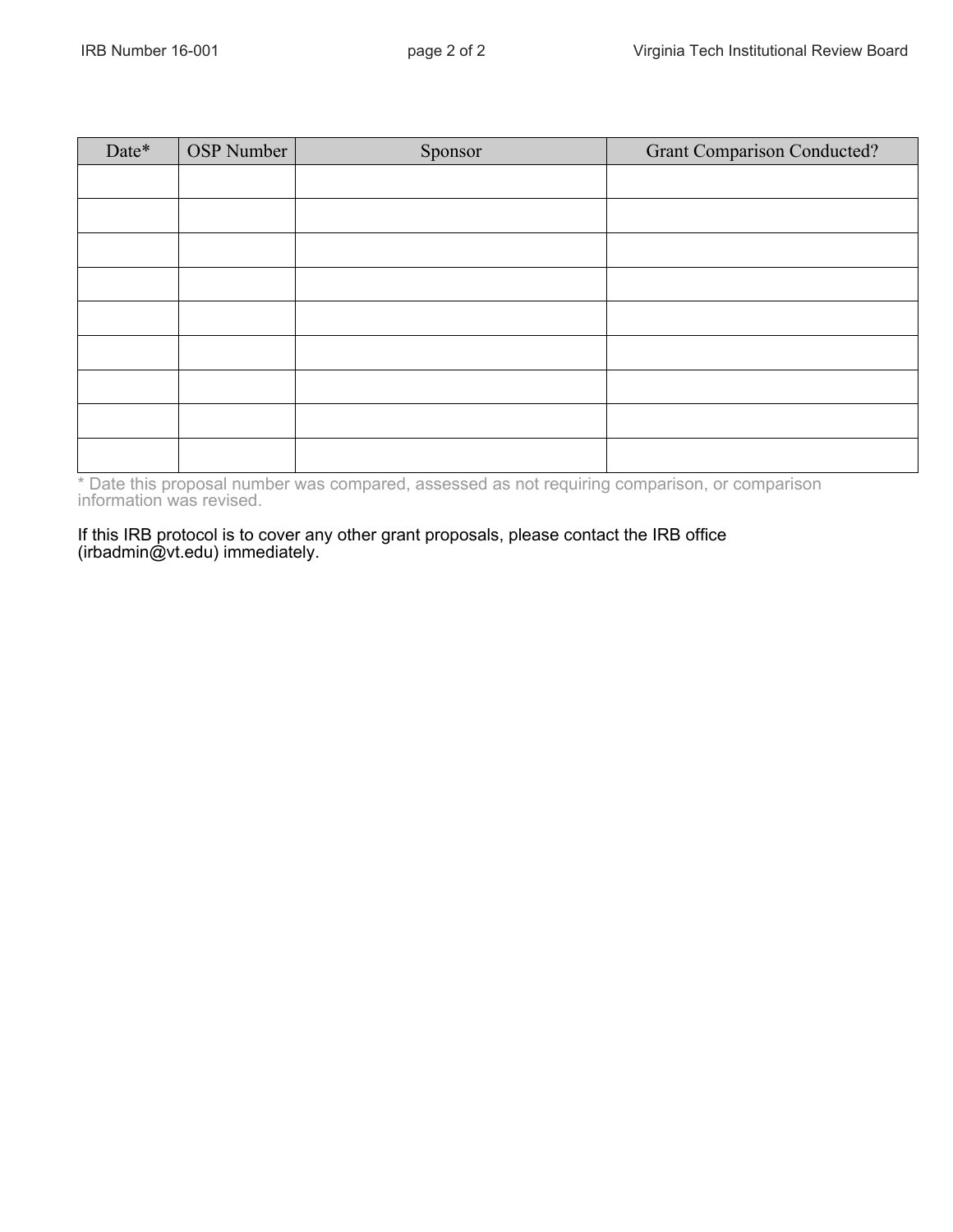| Date* | OSP Number | Sponsor | Grant Comparison Conducted? |
|---|---|---|---|
| | | | |
| | | | |
| | | | |
| | | | |
| | | | |
| | | | |
| | | | |
| | | | |
| | | | |

* Date this proposal number was compared, assessed as not requiring comparison, or comparison information was revised.

If this IRB protocol is to cover any other grant proposals, please contact the IRB office (irbadmin@vt.edu) immediately.